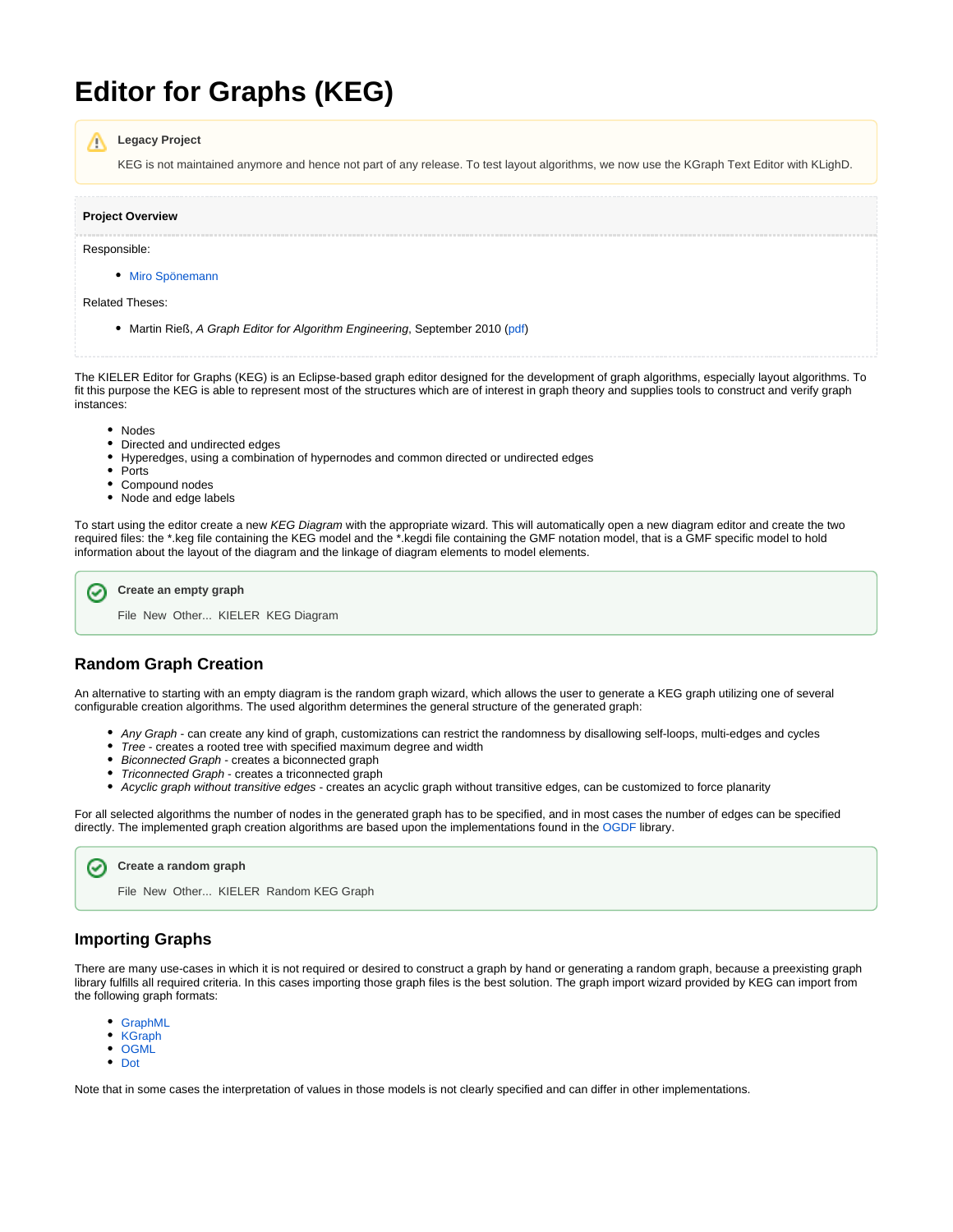# Editor for Graphs (KEG)

> **Legacy Project**
>
> KEG is not maintained anymore and hence not part of any release. To test layout algorithms, we now use the KGraph Text Editor with KLighD.

**Project Overview**

Responsible:

- Miro Spönemann

Related Theses:

- Martin Rieß, *A Graph Editor for Algorithm Engineering*, September 2010 (pdf)

The KIELER Editor for Graphs (KEG) is an Eclipse-based graph editor designed for the development of graph algorithms, especially layout algorithms. To fit this purpose the KEG is able to represent most of the structures which are of interest in graph theory and supplies tools to construct and verify graph instances:

- Nodes
- Directed and undirected edges
- Hyperedges, using a combination of hypernodes and common directed or undirected edges
- Ports
- Compound nodes
- Node and edge labels

To start using the editor create a new *KEG Diagram* with the appropriate wizard. This will automatically open a new diagram editor and create the two required files: the *.keg file containing the KEG model and the *.kegdi file containing the GMF notation model, that is a GMF specific model to hold information about the layout of the diagram and the linkage of diagram elements to model elements.

> **Create an empty graph**
>
> File New Other... KIELER KEG Diagram

## Random Graph Creation

An alternative to starting with an empty diagram is the random graph wizard, which allows the user to generate a KEG graph utilizing one of several configurable creation algorithms. The used algorithm determines the general structure of the generated graph:

- *Any Graph* - can create any kind of graph, customizations can restrict the randomness by disallowing self-loops, multi-edges and cycles
- *Tree* - creates a rooted tree with specified maximum degree and width
- *Biconnected Graph* - creates a biconnected graph
- *Triconnected Graph* - creates a triconnected graph
- *Acyclic graph without transitive edges* - creates an acyclic graph without transitive edges, can be customized to force planarity

For all selected algorithms the number of nodes in the generated graph has to be specified, and in most cases the number of edges can be specified directly. The implemented graph creation algorithms are based upon the implementations found in the OGDF library.

> **Create a random graph**
>
> File New Other... KIELER Random KEG Graph

## Importing Graphs

There are many use-cases in which it is not required or desired to construct a graph by hand or generating a random graph, because a preexisting graph library fulfills all required criteria. In this cases importing those graph files is the best solution. The graph import wizard provided by KEG can import from the following graph formats:

- GraphML
- KGraph
- OGML
- Dot

Note that in some cases the interpretation of values in those models is not clearly specified and can differ in other implementations.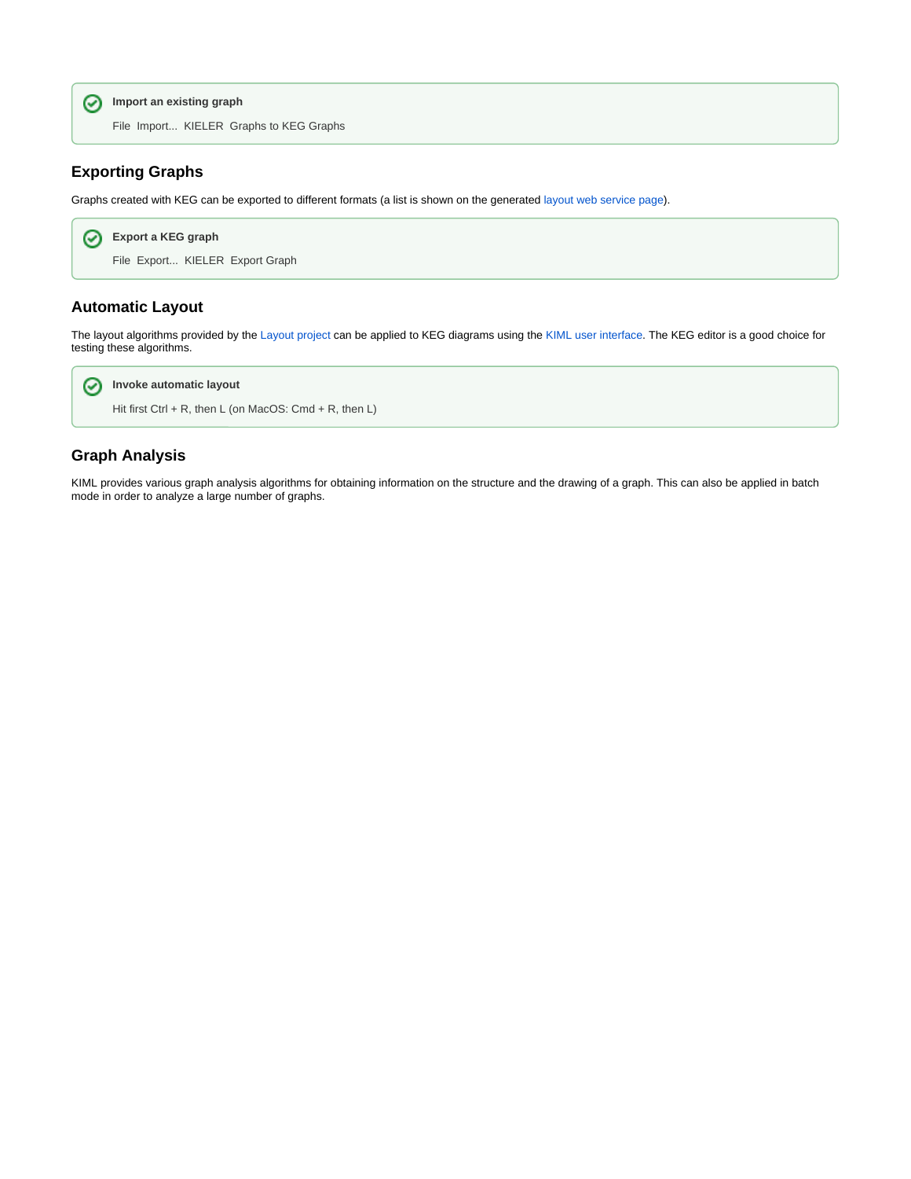**Import an existing graph**

File  Import...  KIELER  Graphs to KEG Graphs

## Exporting Graphs

Graphs created with KEG can be exported to different formats (a list is shown on the generated layout web service page).

**Export a KEG graph**

File  Export...  KIELER  Export Graph

## Automatic Layout

The layout algorithms provided by the Layout project can be applied to KEG diagrams using the KIML user interface. The KEG editor is a good choice for testing these algorithms.

**Invoke automatic layout**

Hit first Ctrl + R, then L (on MacOS: Cmd + R, then L)

## Graph Analysis

KIML provides various graph analysis algorithms for obtaining information on the structure and the drawing of a graph. This can also be applied in batch mode in order to analyze a large number of graphs.